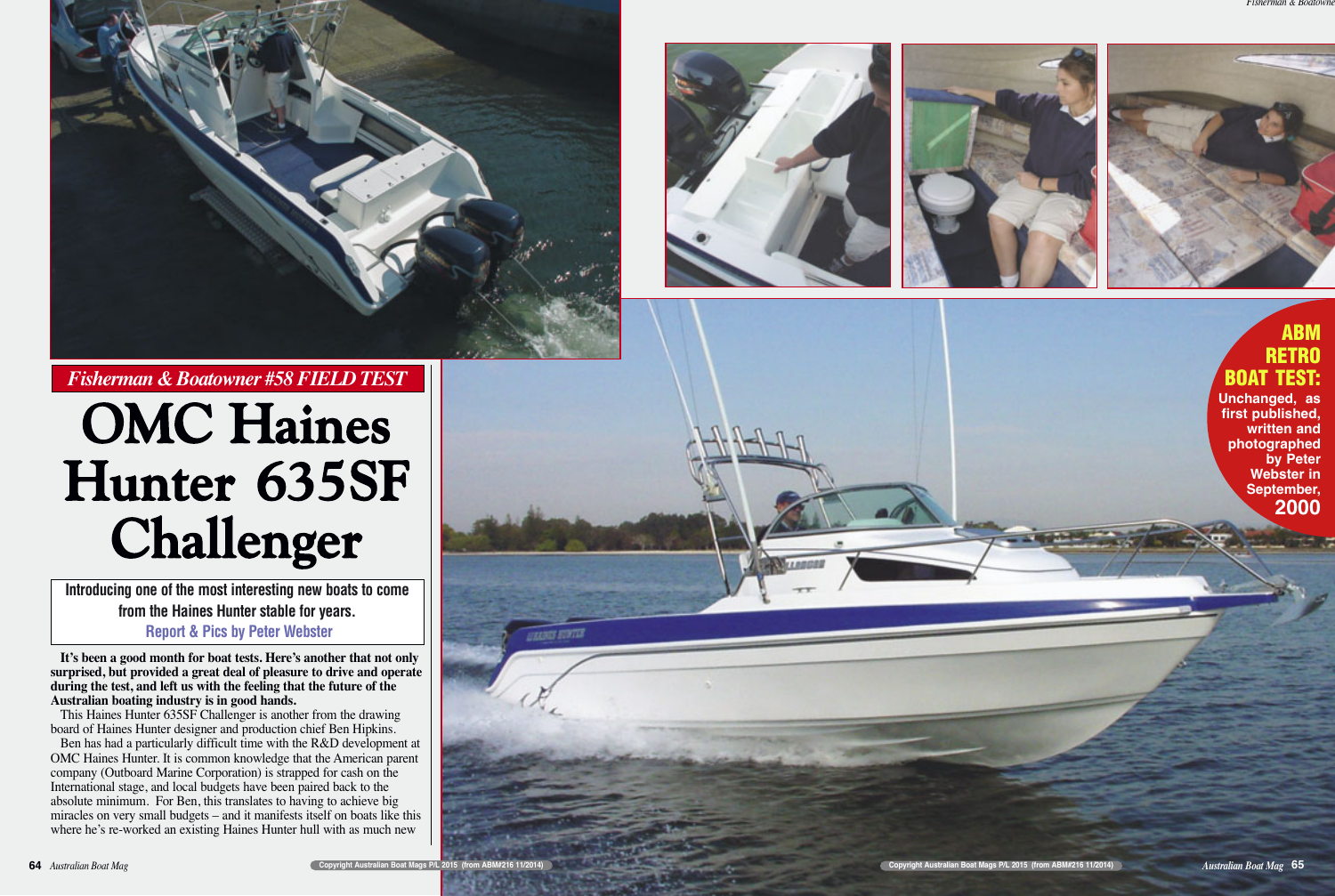**ABM RETRO BOAT TEST:** Unchanged, as first published, written and photographed by Peter Webster in September, 2000

*Fisherman & Boatowner #58 FIELD TEST*

# OMC Haines Hunter 635SF Challenger

Introducing one of the most interesting new boats to come from the Haines Hunter stable for years.

Report & Pics by Peter Webster

**It's been a good month for boat tests. Here's another that not only surprised, but provided a great deal of pleasure to drive and operate during the test, and left us with the feeling that the future of the Australian boating industry is in good hands.**

This Haines Hunter 635SF Challenger is another from the drawing board of Haines Hunter designer and production chief Ben Hipkins.

Ben has had a particularly difficult time with the R&D development at OMC Haines Hunter. It is common knowledge that the American parent company (Outboard Marine Corporation) is strapped for cash on the International stage, and local budgets have been paired back to the absolute minimum. For Ben, this translates to having to achieve big miracles on very small budgets – and it manifests itself on boats like this where he's re-worked an existing Haines Hunter hull with as much new

Copyright Australian Boat Mags P/L 2015 (from ABM#216 11/2014)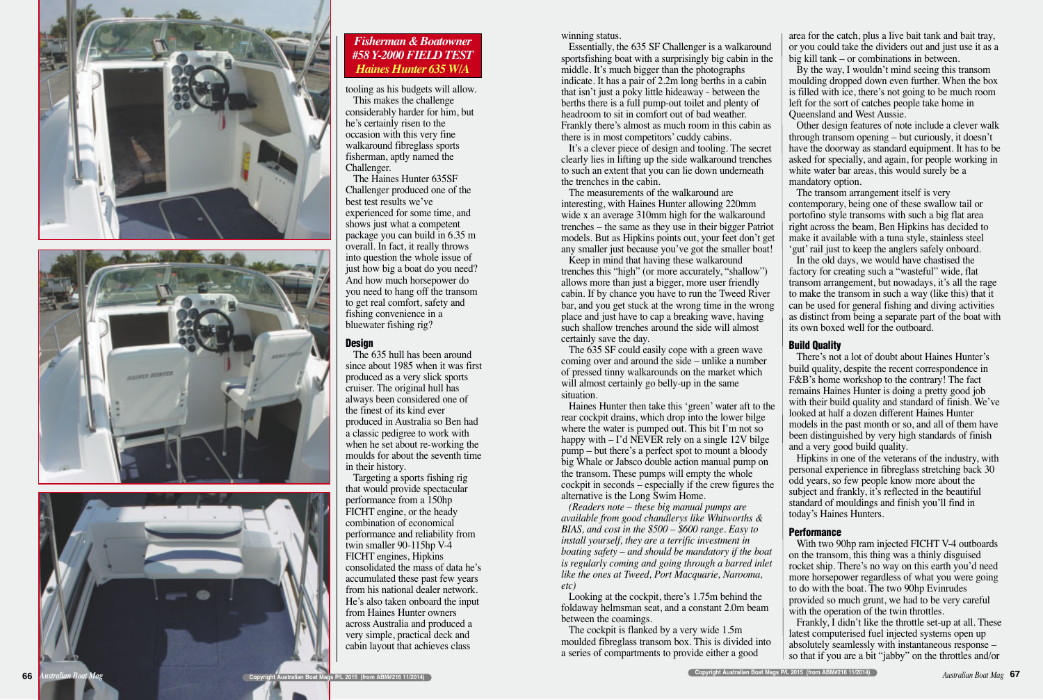**Fisherman & Boatowner #58 Y-2000 FIELD TEST Haines Hunter 635 W/A**

tooling as his budgets will allow.

This makes the challenge considerably harder for him, but he's certainly risen to the occasion with this very fine walkaround fibreglass sports fisherman, aptly named the Challenger.

The Haines Hunter 635SF Challenger produced one of the best test results we've experienced for some time, and shows just what a competent package you can build in 6.35 m overall. In fact, it really throws into question the whole issue of just how big a boat do you need? And how much horsepower do you need to hang off the transom to get real comfort, safety and fishing convenience in a bluewater fishing rig?

## Design

The 635 hull has been around since about 1985 when it was first produced as a very slick sports cruiser. The original hull has always been considered one of the finest of its kind ever produced in Australia so Ben had a classic pedigree to work with when he set about re-working the moulds for about the seventh time in their history.

Targeting a sports fishing rig that would provide spectacular performance from a 150hp FICHT engine, or the heady combination of economical performance and reliability from twin smaller 90-115hp V-4 FICHT engines, Hipkins consolidated the mass of data he's accumulated these past few years from his national dealer network. He's also taken onboard the input from Haines Hunter owners across Australia and produced a very simple, practical deck and cabin layout that achieves class winning status.

Essentially, the 635 SF Challenger is a walkaround sportsfishing boat with a surprisingly big cabin in the middle. It's much bigger than the photographs indicate. It has a pair of 2.2m long berths in a cabin that isn't just a poky little hideaway - between the berths there is a full pump-out toilet and plenty of headroom to sit in comfort out of bad weather. Frankly there's almost as much room in this cabin as there is in most competitors' cuddy cabins.

It's a clever piece of design and tooling. The secret clearly lies in lifting up the side walkaround trenches to such an extent that you can lie down underneath the trenches in the cabin.

The measurements of the walkaround are interesting, with Haines Hunter allowing 220mm wide x an average 310mm high for the walkaround trenches – the same as they use in their bigger Patriot models. But as Hipkins points out, your feet don't get any smaller just because you've got the smaller boat!

Keep in mind that having these walkaround trenches this "high" (or more accurately, "shallow") allows more than just a bigger, more user friendly cabin. If by chance you have to run the Tweed River bar, and you get stuck at the wrong time in the wrong place and just have to cap a breaking wave, having such shallow trenches around the side will almost certainly save the day.

The 635 SF could easily cope with a green wave coming over and around the side – unlike a number of pressed tinny walkarounds on the market which will almost certainly go belly-up in the same situation.

Haines Hunter then take this 'green' water aft to the rear cockpit drains, which drop into the lower bilge where the water is pumped out. This bit I'm not so happy with – I'd NEVER rely on a single 12V bilge pump – but there's a perfect spot to mount a bloody big Whale or Jabsco double action manual pump on the transom. These pumps will empty the whole cockpit in seconds – especially if the crew figures the alternative is the Long Swim Home.

*(Readers note – these big manual pumps are available from good chandlerys like Whitworths & BIAS, and cost in the $500 – $600 range. Easy to install yourself, they are a terrific investment in boating safety – and should be mandatory if the boat is regularly coming and going through a barred inlet like the ones at Tweed, Port Macquarie, Narooma, etc)*

Looking at the cockpit, there's 1.75m behind the foldaway helmsman seat, and a constant 2.0m beam between the coamings.

The cockpit is flanked by a very wide 1.5m moulded fibreglass transom box. This is divided into a series of compartments to provide either a good area for the catch, plus a live bait tank and bait tray, or you could take the dividers out and just use it as a big kill tank – or combinations in between.

By the way, I wouldn't mind seeing this transom moulding dropped down even further. When the box is filled with ice, there's not going to be much room left for the sort of catches people take home in Queensland and West Aussie.

Other design features of note include a clever walk through transom opening – but curiously, it doesn't have the doorway as standard equipment. It has to be asked for specially, and again, for people working in white water bar areas, this would surely be a mandatory option.

The transom arrangement itself is very contemporary, being one of these swallow tail or portofino style transoms with such a big flat area right across the beam, Ben Hipkins has decided to make it available with a tuna style, stainless steel 'gut' rail just to keep the anglers safely onboard.

In the old days, we would have chastised the factory for creating such a "wasteful" wide, flat transom arrangement, but nowadays, it's all the rage to make the transom in such a way (like this) that it can be used for general fishing and diving activities as distinct from being a separate part of the boat with its own boxed well for the outboard.

## Build Quality

There's not a lot of doubt about Haines Hunter's build quality, despite the recent correspondence in F&B's home workshop to the contrary! The fact remains Haines Hunter is doing a pretty good job with their build quality and standard of finish. We've looked at half a dozen different Haines Hunter models in the past month or so, and all of them have been distinguished by very high standards of finish and a very good build quality.

Hipkins in one of the veterans of the industry, with personal experience in fibreglass stretching back 30 odd years, so few people know more about the subject and frankly, it's reflected in the beautiful standard of mouldings and finish you'll find in today's Haines Hunters.

## Performance

With two 90hp ram injected FICHT V-4 outboards on the transom, this thing was a thinly disguised rocket ship. There's no way on this earth you'd need more horsepower regardless of what you were going to do with the boat. The two 90hp Evinrudes provided so much grunt, we had to be very careful with the operation of the twin throttles.

Frankly, I didn't like the throttle set-up at all. These latest computerised fuel injected systems open up absolutely seamlessly with instantaneous response – so that if you are a bit "jabby" on the throttles and/or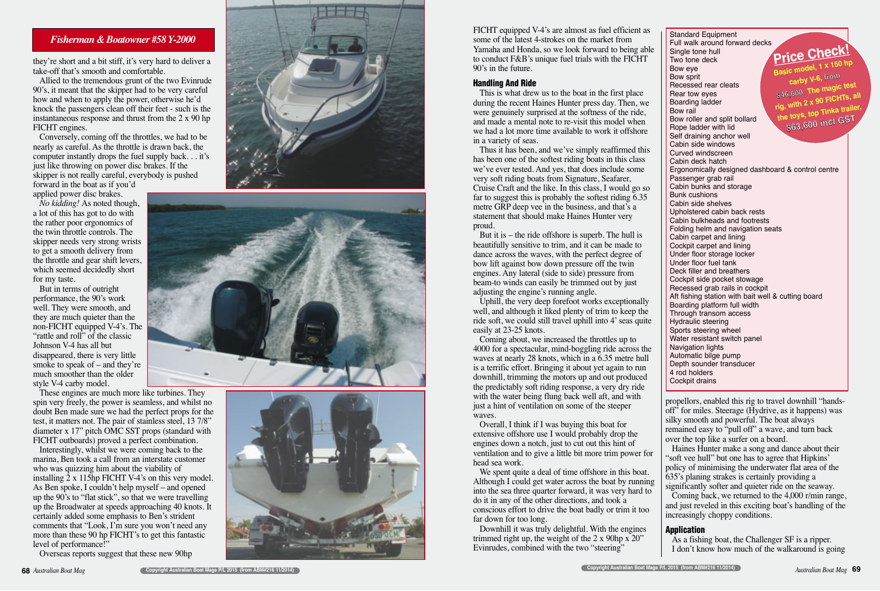*Fisherman & Boatowner #58 Y-2000*

they're short and a bit stiff, it's very hard to deliver a take-off that's smooth and comfortable.

Allied to the tremendous grunt of the two Evinrude 90's, it meant that the skipper had to be very careful how and when to apply the power, otherwise he'd knock the passengers clean off their feet - such is the instantaneous response and thrust from the 2 x 90 hp FICHT engines.

Conversely, coming off the throttles, we had to be nearly as careful. As the throttle is drawn back, the computer instantly drops the fuel supply back. . . it's just like throwing on power disc brakes. If the skipper is not really careful, everybody is pushed forward in the boat as if you'd applied power disc brakes.

*No kidding!* As noted though, a lot of this has got to do with the rather poor ergonomics of the twin throttle controls. The skipper needs very strong wrists to get a smooth delivery from the throttle and gear shift levers, which seemed decidedly short for my taste.

But in terms of outright performance, the 90's work well. They were smooth, and they are much quieter than the non-FICHT equipped V-4's. The "rattle and roll" of the classic Johnson V-4 has all but disappeared, there is very little smoke to speak of – and they're much smoother than the older style V-4 carby model.

These engines are much more like turbines. They spin very freely, the power is seamless, and whilst no doubt Ben made sure we had the perfect props for the test, it matters not. The pair of stainless steel, 13 7/8" diameter x 17" pitch OMC SST props (standard with FICHT outboards) proved a perfect combination.

Interestingly, whilst we were coming back to the marina, Ben took a call from an interstate customer who was quizzing him about the viability of installing 2 x 115hp FICHT V-4's on this very model. As Ben spoke, I couldn't help myself – and opened up the 90's to "flat stick", so that we were travelling up the Broadwater at speeds approaching 40 knots. It certainly added some emphasis to Ben's strident comments that "Look, I'm sure you won't need any more than these 90 hp FICHT's to get this fantastic level of performance!"

Overseas reports suggest that these new 90hp FICHT equipped V-4's are almost as fuel efficient as some of the latest 4-strokes on the market from Yamaha and Honda, so we look forward to being able to conduct F&B's unique fuel trials with the FICHT 90's in the future.

## Handling And Ride

This is what drew us to the boat in the first place during the recent Haines Hunter press day. Then, we were genuinely surprised at the softness of the ride, and made a mental note to re-visit this model when we had a lot more time available to work it offshore in a variety of seas.

Thus it has been, and we've simply reaffirmed this has been one of the softest riding boats in this class we've ever tested. And yes, that does include some very soft riding boats from Signature, Seafarer, Cruise Craft and the like. In this class, I would go so far to suggest this is probably the softest riding 6.35 metre GRP deep vee in the business, and that's a statement that should make Haines Hunter very proud.

But it is – the ride offshore is superb. The hull is beautifully sensitive to trim, and it can be made to dance across the waves, with the perfect degree of bow lift against bow down pressure off the twin engines. Any lateral (side to side) pressure from beam-to winds can easily be trimmed out by just adjusting the engine's running angle.

Uphill, the very deep forefoot works exceptionally well, and although it liked plenty of trim to keep the ride soft, we could still travel uphill into 4' seas quite easily at 23-25 knots.

Coming about, we increased the throttles up to 4000 for a spectacular, mind-boggling ride across the waves at nearly 28 knots, which in a 6.35 metre hull is a terrific effort. Bringing it about yet again to run downhill, trimming the motors up and out produced the predictably soft riding response, a very dry ride with the water being flung back well aft, and with just a hint of ventilation on some of the steeper waves.

Overall, I think if I was buying this boat for extensive offshore use I would probably drop the engines down a notch, just to cut out this hint of ventilation and to give a little bit more trim power for head sea work.

We spent quite a deal of time offshore in this boat. Although I could get water across the boat by running into the sea three quarter forward, it was very hard to do it in any of the other directions, and took a conscious effort to drive the boat badly or trim it too far down for too long.

Downhill it was truly delightful. With the engines trimmed right up, the weight of the 2 x 90hp x 20" Evinrudes, combined with the two "steering" propellors, enabled this rig to travel downhill "hands-off" for miles. Steerage (Hydrive, as it happens) was silky smooth and powerful. The boat always remained easy to "pull off" a wave, and turn back over the top like a surfer on a board.

Haines Hunter make a song and dance about their "soft vee hull" but one has to agree that Hipkins' policy of minimising the underwater flat area of the 635's planing strakes is certainly providing a significantly softer and quieter ride on the seaway.

Coming back, we returned to the 4,000 r/min range, and just reveled in this exciting boat's handling of the increasingly choppy conditions.

## Application

As a fishing boat, the Challenger SF is a ripper. I don't know how much of the walkaround is going

---

**Price Check!** Basic model, 1 x 150 hp carby V-6, from $46,600. The magic test rig, with 2 x 90 FICHTs, all the toys, top Tinka trailer, $63,600 incl GST

**Standard Equipment**
- Full walk around forward decks
- Single tone hull
- Two tone deck
- Bow eye
- Bow sprit
- Recessed rear cleats
- Rear tow eyes
- Boarding ladder
- Bow rail
- Bow roller and split bollard
- Rope ladder with lid
- Self draining anchor well
- Cabin side windows
- Curved windscreen
- Cabin deck hatch
- Ergonomically designed dashboard & control centre
- Passenger grab rail
- Cabin bunks and storage
- Bunk cushions
- Cabin side shelves
- Upholstered cabin back rests
- Cabin bulkheads and footrests
- Folding helm and navigation seats
- Cabin carpet and lining
- Cockpit carpet and lining
- Under floor storage locker
- Under floor fuel tank
- Deck filler and breathers
- Cockpit side pocket stowage
- Recessed grab rails in cockpit
- Aft fishing station with bait well & cutting board
- Boarding platform full width
- Through transom access
- Hydraulic steering
- Sports steering wheel
- Water resistant switch panel
- Navigation lights
- Automatic bilge pump
- Depth sounder transducer
- 4 rod holders
- Cockpit drains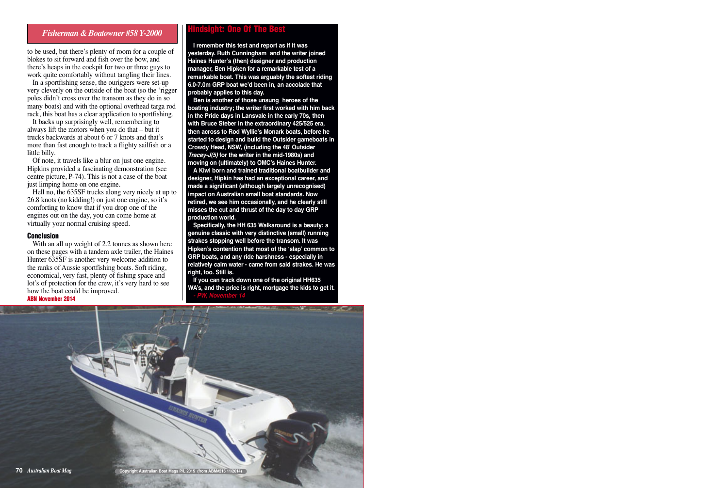to be used, but there's plenty of room for a couple of blokes to sit forward and fish over the bow, and there's heaps in the cockpit for two or three guys to work quite comfortably without tangling their lines.

In a sportfishing sense, the ouriggers were set-up very cleverly on the outside of the boat (so the 'rigger poles didn't cross over the transom as they do in so many boats) and with the optional overhead targa rod rack, this boat has a clear application to sportfishing.

It backs up surprisingly well, remembering to always lift the motors when you do that – but it trucks backwards at about 6 or 7 knots and that's more than fast enough to track a flighty sailfish or a little billy.

Of note, it travels like a blur on just one engine. Hipkins provided a fascinating demonstration (see centre picture, P-74). This is not a case of the boat just limping home on one engine.

Hell no, the 635SF trucks along very nicely at up to 26.8 knots (no kidding!) on just one engine, so it's comforting to know that if you drop one of the engines out on the day, you can come home at virtually your normal cruising speed.

### Conclusion

With an all up weight of 2.2 tonnes as shown here on these pages with a tandem axle trailer, the Haines Hunter 635SF is another very welcome addition to the ranks of Aussie sportfishing boats. Soft riding, economical, very fast, plenty of fishing space and lot's of protection for the crew, it's very hard to see how the boat could be improved.

**ABN November 2014**

## Hindsight: One Of The Best

**I remember this test and report as if it was yesterday. Ruth Cunningham and the writer joined Haines Hunter's (then) designer and production manager, Ben Hipken for a remarkable test of a remarkable boat. This was arguably the softest riding 6.0-7.0m GRP boat we'd been in, an accolade that probably applies to this day.**

**Ben is another of those unsung heroes of the boating industry; the writer first worked with him back in the Pride days in Lansvale in the early 70s, then with Bruce Steber in the extraordinary 425/525 era, then across to Rod Wyllie's Monark boats, before he started to design and build the Outsider gameboats in Crowdy Head, NSW, (including the 48' Outsider *Tracey-J(5)* for the writer in the mid-1980s) and moving on (ultimately) to OMC's Haines Hunter.**

**A Kiwi born and trained traditional boatbuilder and designer, Hipkin has had an exceptional career, and made a significant (although largely unrecognised) impact on Australian small boat standards. Now retired, we see him occasionally, and he clearly still misses the cut and thrust of the day to day GRP production world.**

**Specifically, the HH 635 Walkaround is a beauty; a genuine classic with very distinctive (small) running strakes stopping well before the transom. It was Hipken's contention that most of the 'slap' common to GRP boats, and any ride harshness - especially in relatively calm water - came from said strakes. He was right, too. Still is.**

**If you can track down one of the original HH635 WA's, and the price is right, mortgage the kids to get it.**

***- PW, November 14***

Copyright Australian Boat Mags P/L 2015 (from ABM#216 11/2014)